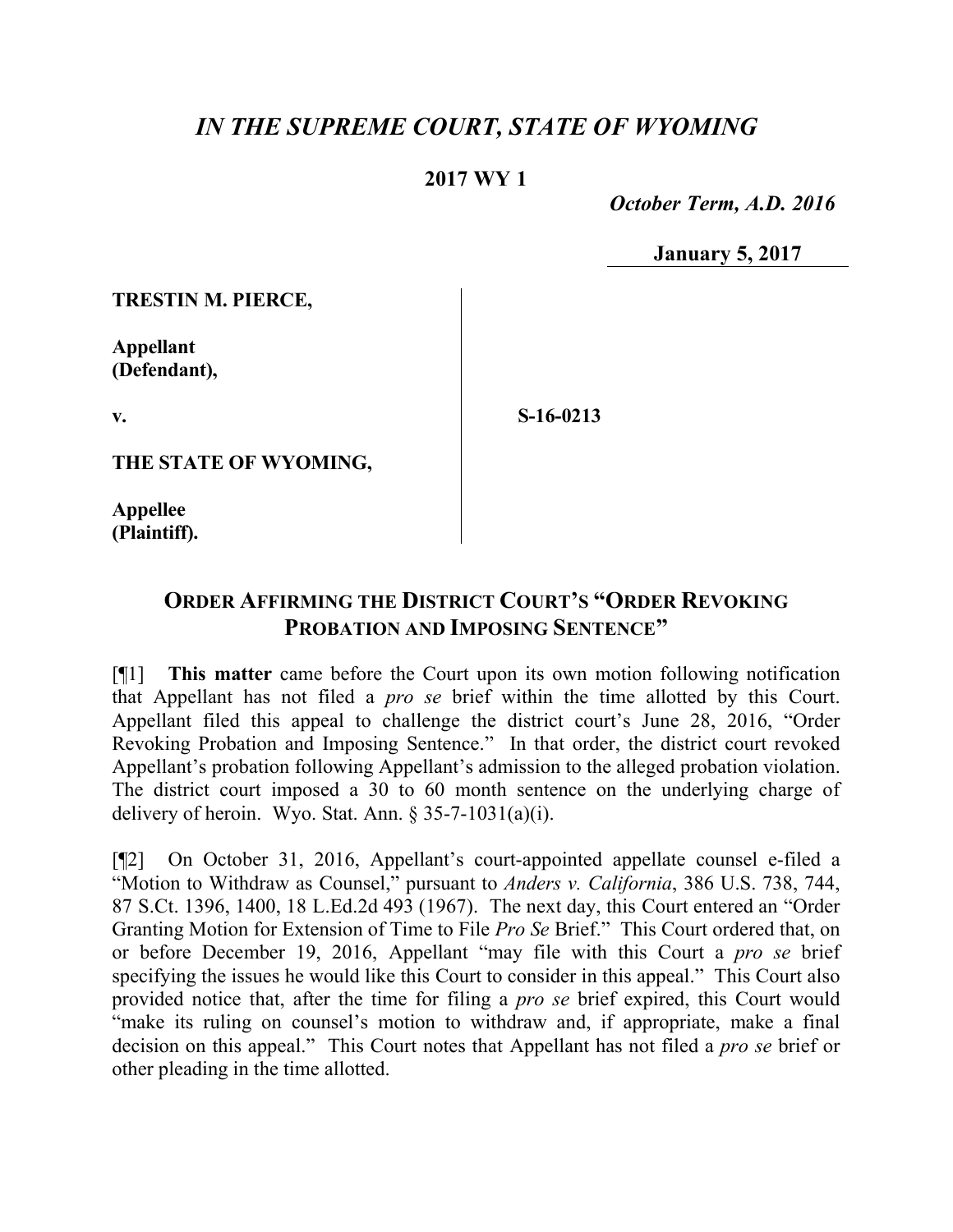# *IN THE SUPREME COURT, STATE OF WYOMING*

**2017 WY 1**

*October Term, A.D. 2016*

**January 5, 2017**

**TRESTIN M. PIERCE,**

**Appellant (Defendant),**

**v.**

**S-16-0213**

**THE STATE OF WYOMING,**

**Appellee (Plaintiff).**

## ORDER AFFIRMING THE DISTRICT COURT'S "ORDER REVOKING PROBATION AND IMPOSING SENTENCE"

[¶1] **This matter** came before the Court upon its own motion following notification that Appellant has not filed a *pro se* brief within the time allotted by this Court. Appellant filed this appeal to challenge the district court's June 28, 2016, "Order Revoking Probation and Imposing Sentence." In that order, the district court revoked Appellant's probation following Appellant's admission to the alleged probation violation. The district court imposed a 30 to 60 month sentence on the underlying charge of delivery of heroin. Wyo. Stat. Ann. § 35-7-1031(a)(i).

[¶2] On October 31, 2016, Appellant's court-appointed appellate counsel e-filed a "Motion to Withdraw as Counsel," pursuant to *Anders v. California*, 386 U.S. 738, 744, 87 S.Ct. 1396, 1400, 18 L.Ed.2d 493 (1967). The next day, this Court entered an "Order Granting Motion for Extension of Time to File *Pro Se* Brief." This Court ordered that, on or before December 19, 2016, Appellant "may file with this Court a *pro se* brief specifying the issues he would like this Court to consider in this appeal." This Court also provided notice that, after the time for filing a *pro se* brief expired, this Court would "make its ruling on counsel's motion to withdraw and, if appropriate, make a final decision on this appeal." This Court notes that Appellant has not filed a *pro se* brief or other pleading in the time allotted.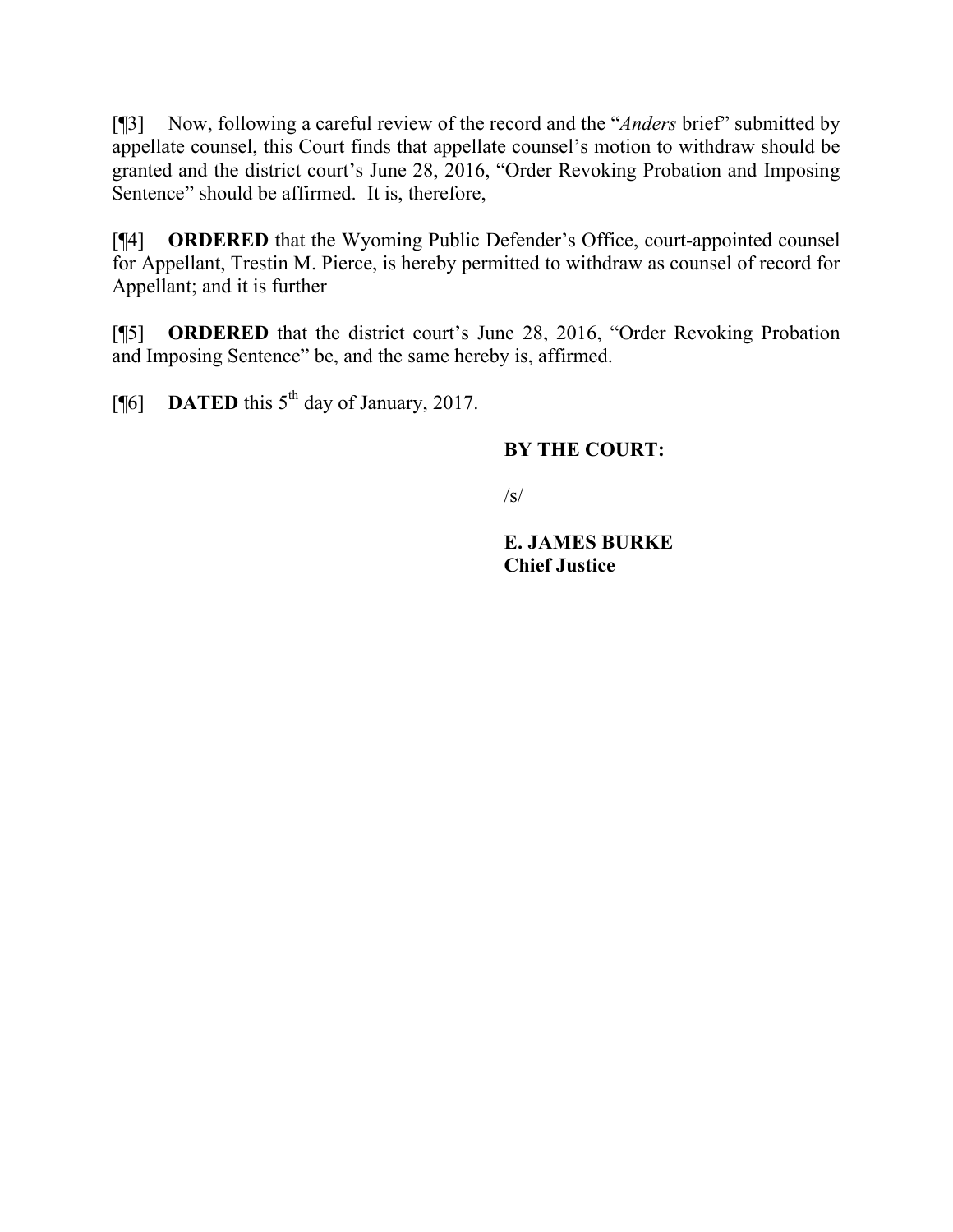[¶3] Now, following a careful review of the record and the "*Anders* brief" submitted by appellate counsel, this Court finds that appellate counsel's motion to withdraw should be granted and the district court's June 28, 2016, "Order Revoking Probation and Imposing Sentence" should be affirmed. It is, therefore,

[¶4] **ORDERED** that the Wyoming Public Defender's Office, court-appointed counsel for Appellant, Trestin M. Pierce, is hereby permitted to withdraw as counsel of record for Appellant; and it is further

[¶5] **ORDERED** that the district court's June 28, 2016, "Order Revoking Probation and Imposing Sentence" be, and the same hereby is, affirmed.

[¶6] **DATED** this 5th day of January, 2017.

**BY THE COURT:**

/s/

**E. JAMES BURKE**
**Chief Justice**